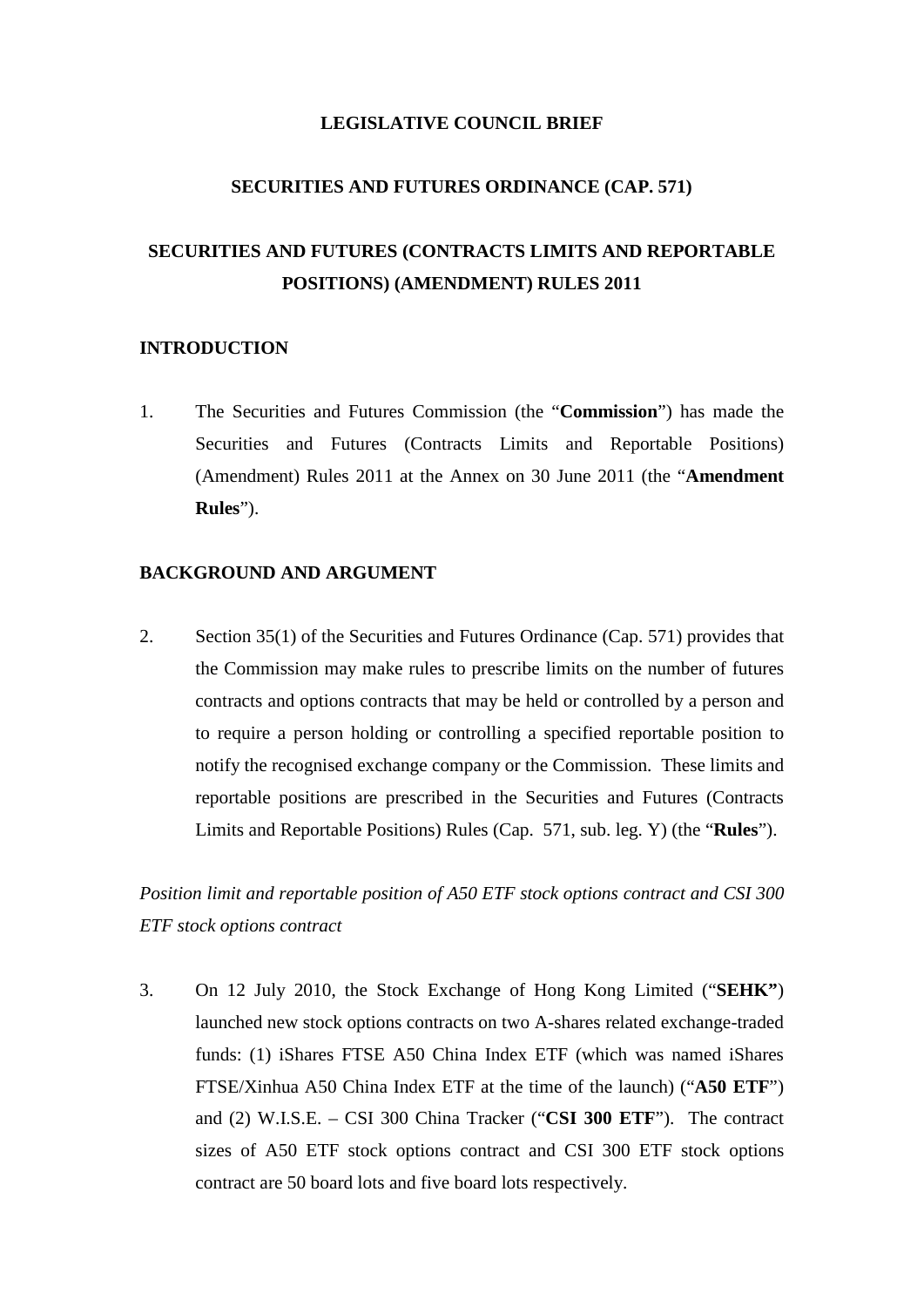# LEGISLATIVE COUNCIL BRIEF

## SECURITIES AND FUTURES ORDINANCE (CAP. 571)

## SECURITIES AND FUTURES (CONTRACTS LIMITS AND REPORTABLE POSITIONS) (AMENDMENT) RULES 2011

### INTRODUCTION

1. The Securities and Futures Commission (the "**Commission**") has made the Securities and Futures (Contracts Limits and Reportable Positions) (Amendment) Rules 2011 at the Annex on 30 June 2011 (the "**Amendment Rules**").

### BACKGROUND AND ARGUMENT

2. Section 35(1) of the Securities and Futures Ordinance (Cap. 571) provides that the Commission may make rules to prescribe limits on the number of futures contracts and options contracts that may be held or controlled by a person and to require a person holding or controlling a specified reportable position to notify the recognised exchange company or the Commission. These limits and reportable positions are prescribed in the Securities and Futures (Contracts Limits and Reportable Positions) Rules (Cap. 571, sub. leg. Y) (the "**Rules**").

*Position limit and reportable position of A50 ETF stock options contract and CSI 300 ETF stock options contract*

3. On 12 July 2010, the Stock Exchange of Hong Kong Limited ("**SEHK**") launched new stock options contracts on two A-shares related exchange-traded funds: (1) iShares FTSE A50 China Index ETF (which was named iShares FTSE/Xinhua A50 China Index ETF at the time of the launch) ("**A50 ETF**") and (2) W.I.S.E. – CSI 300 China Tracker ("**CSI 300 ETF**"). The contract sizes of A50 ETF stock options contract and CSI 300 ETF stock options contract are 50 board lots and five board lots respectively.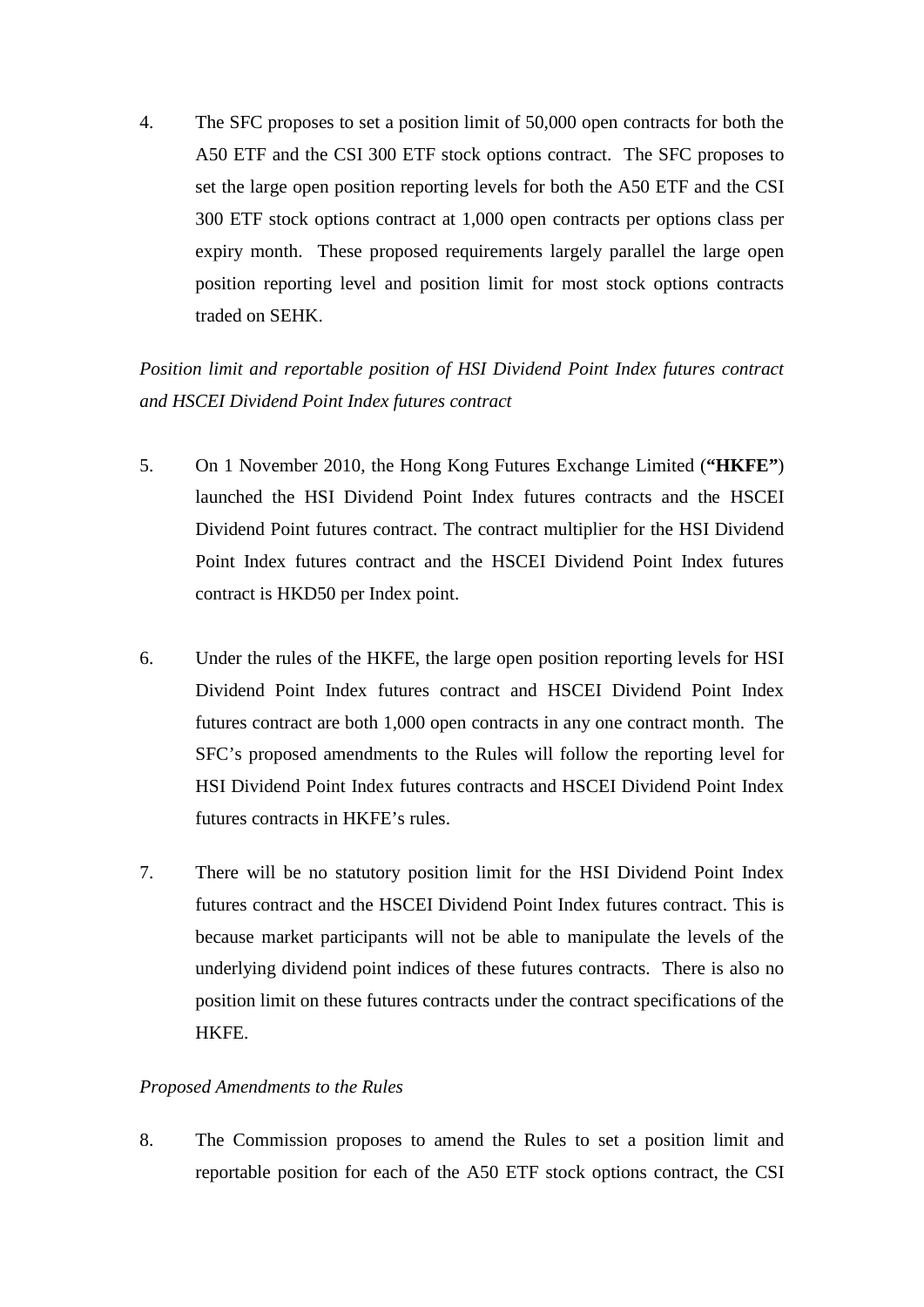4. The SFC proposes to set a position limit of 50,000 open contracts for both the A50 ETF and the CSI 300 ETF stock options contract. The SFC proposes to set the large open position reporting levels for both the A50 ETF and the CSI 300 ETF stock options contract at 1,000 open contracts per options class per expiry month. These proposed requirements largely parallel the large open position reporting level and position limit for most stock options contracts traded on SEHK.

*Position limit and reportable position of HSI Dividend Point Index futures contract and HSCEI Dividend Point Index futures contract*

5. On 1 November 2010, the Hong Kong Futures Exchange Limited (**"HKFE"**) launched the HSI Dividend Point Index futures contracts and the HSCEI Dividend Point futures contract. The contract multiplier for the HSI Dividend Point Index futures contract and the HSCEI Dividend Point Index futures contract is HKD50 per Index point.

6. Under the rules of the HKFE, the large open position reporting levels for HSI Dividend Point Index futures contract and HSCEI Dividend Point Index futures contract are both 1,000 open contracts in any one contract month. The SFC's proposed amendments to the Rules will follow the reporting level for HSI Dividend Point Index futures contracts and HSCEI Dividend Point Index futures contracts in HKFE's rules.

7. There will be no statutory position limit for the HSI Dividend Point Index futures contract and the HSCEI Dividend Point Index futures contract. This is because market participants will not be able to manipulate the levels of the underlying dividend point indices of these futures contracts. There is also no position limit on these futures contracts under the contract specifications of the HKFE.

*Proposed Amendments to the Rules*

8. The Commission proposes to amend the Rules to set a position limit and reportable position for each of the A50 ETF stock options contract, the CSI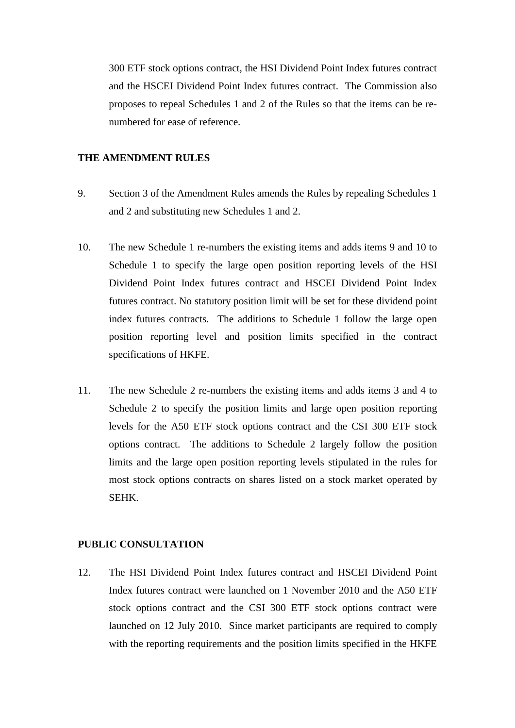300 ETF stock options contract, the HSI Dividend Point Index futures contract and the HSCEI Dividend Point Index futures contract. The Commission also proposes to repeal Schedules 1 and 2 of the Rules so that the items can be re-numbered for ease of reference.

## THE AMENDMENT RULES

9. Section 3 of the Amendment Rules amends the Rules by repealing Schedules 1 and 2 and substituting new Schedules 1 and 2.

10. The new Schedule 1 re-numbers the existing items and adds items 9 and 10 to Schedule 1 to specify the large open position reporting levels of the HSI Dividend Point Index futures contract and HSCEI Dividend Point Index futures contract. No statutory position limit will be set for these dividend point index futures contracts. The additions to Schedule 1 follow the large open position reporting level and position limits specified in the contract specifications of HKFE.

11. The new Schedule 2 re-numbers the existing items and adds items 3 and 4 to Schedule 2 to specify the position limits and large open position reporting levels for the A50 ETF stock options contract and the CSI 300 ETF stock options contract. The additions to Schedule 2 largely follow the position limits and the large open position reporting levels stipulated in the rules for most stock options contracts on shares listed on a stock market operated by SEHK.

## PUBLIC CONSULTATION

12. The HSI Dividend Point Index futures contract and HSCEI Dividend Point Index futures contract were launched on 1 November 2010 and the A50 ETF stock options contract and the CSI 300 ETF stock options contract were launched on 12 July 2010. Since market participants are required to comply with the reporting requirements and the position limits specified in the HKFE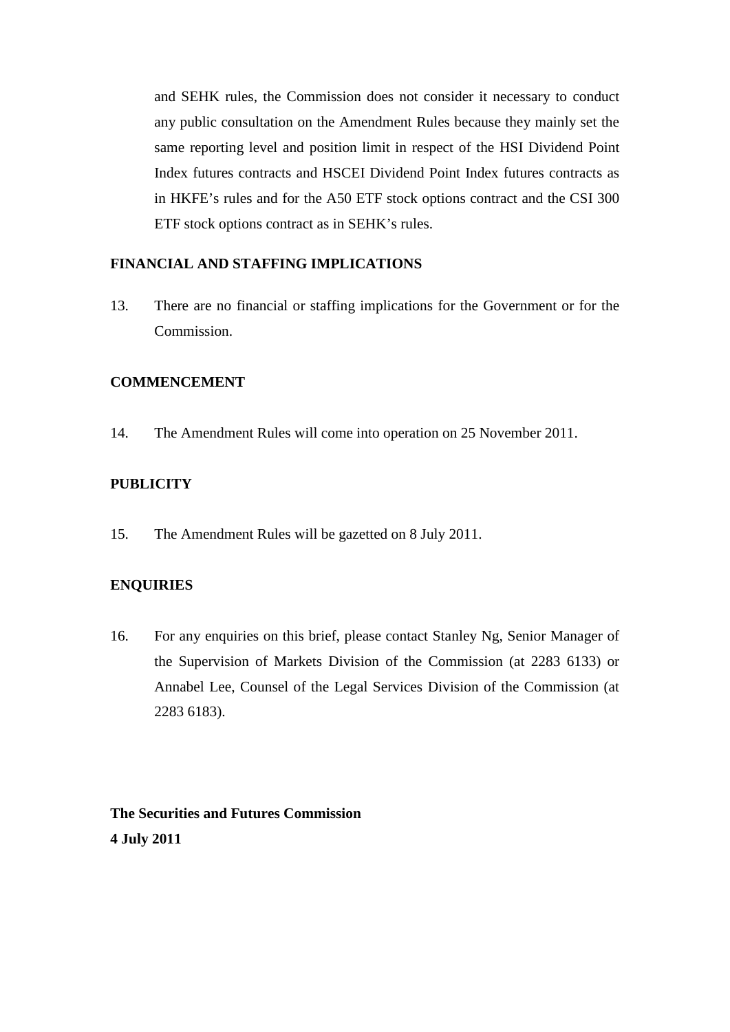and SEHK rules, the Commission does not consider it necessary to conduct any public consultation on the Amendment Rules because they mainly set the same reporting level and position limit in respect of the HSI Dividend Point Index futures contracts and HSCEI Dividend Point Index futures contracts as in HKFE's rules and for the A50 ETF stock options contract and the CSI 300 ETF stock options contract as in SEHK's rules.

**FINANCIAL AND STAFFING IMPLICATIONS**

13. There are no financial or staffing implications for the Government or for the Commission.

**COMMENCEMENT**

14. The Amendment Rules will come into operation on 25 November 2011.

**PUBLICITY**

15. The Amendment Rules will be gazetted on 8 July 2011.

**ENQUIRIES**

16. For any enquiries on this brief, please contact Stanley Ng, Senior Manager of the Supervision of Markets Division of the Commission (at 2283 6133) or Annabel Lee, Counsel of the Legal Services Division of the Commission (at 2283 6183).

**The Securities and Futures Commission**
**4 July 2011**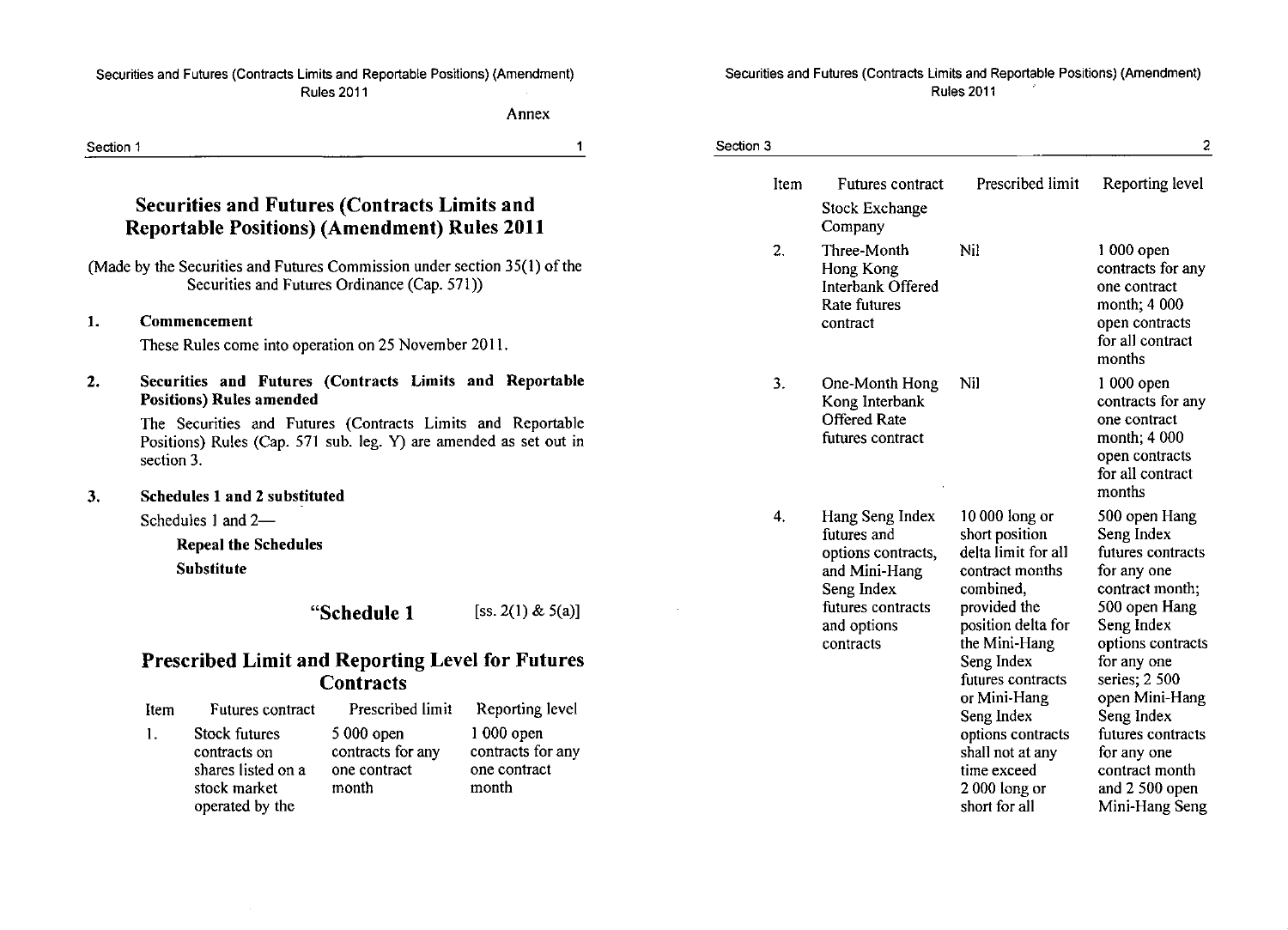Annex

# Securities and Futures (Contracts Limits and Reportable Positions) (Amendment) Rules 2011

(Made by the Securities and Futures Commission under section 35(1) of the Securities and Futures Ordinance (Cap. 571))

**1. Commencement**

These Rules come into operation on 25 November 2011.

**2. Securities and Futures (Contracts Limits and Reportable Positions) Rules amended**

The Securities and Futures (Contracts Limits and Reportable Positions) Rules (Cap. 571 sub. leg. Y) are amended as set out in section 3.

**3. Schedules 1 and 2 substituted**

Schedules 1 and 2—

**Repeal the Schedules**

**Substitute**

## "Schedule 1 [ss. 2(1) & 5(a)]

## Prescribed Limit and Reporting Level for Futures Contracts

| Item | Futures contract | Prescribed limit | Reporting level |
|---|---|---|---|
| 1. | Stock futures contracts on shares listed on a stock market operated by the Stock Exchange Company | 5 000 open contracts for any one contract month | 1 000 open contracts for any one contract month |
| 2. | Three-Month Hong Kong Interbank Offered Rate futures contract | Nil | 1 000 open contracts for any one contract month; 4 000 open contracts for all contract months |
| 3. | One-Month Hong Kong Interbank Offered Rate futures contract | Nil | 1 000 open contracts for any one contract month; 4 000 open contracts for all contract months |
| 4. | Hang Seng Index futures and options contracts, and Mini-Hang Seng Index futures contracts and options contracts | 10 000 long or short position delta limit for all contract months combined, provided the position delta for the Mini-Hang Seng Index futures contracts or Mini-Hang Seng Index options contracts shall not at any time exceed 2 000 long or short for all | 500 open Hang Seng Index futures contracts for any one contract month; 500 open Hang Seng Index options contracts for any one series; 2 500 open Mini-Hang Seng Index futures contracts for any one contract month and 2 500 open Mini-Hang Seng |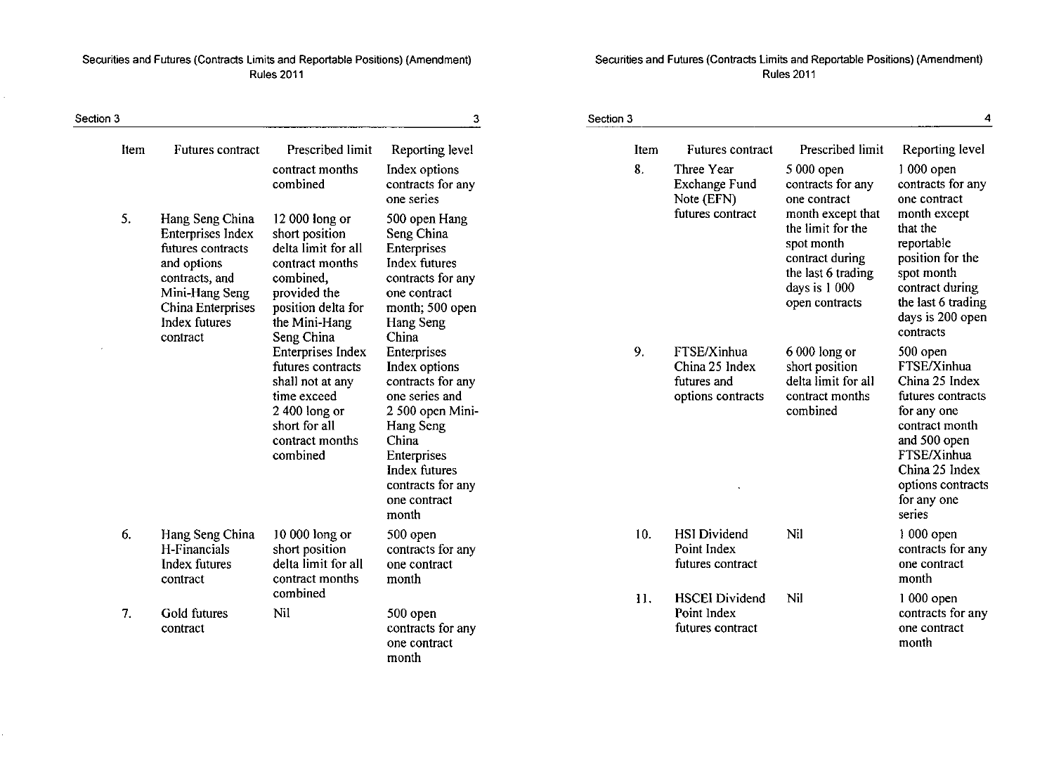| Item | Futures contract | Prescribed limit | Reporting level |
|---|---|---|---|
| | | contract months combined | Index options contracts for any one series |
| 5. | Hang Seng China Enterprises Index futures contracts and options contracts, and Mini-Hang Seng China Enterprises Index futures contract | 12 000 long or short position delta limit for all contract months combined, provided the position delta for the Mini-Hang Seng China Enterprises Index futures contracts shall not at any time exceed 2 400 long or short for all contract months combined | 500 open Hang Seng China Enterprises Index futures contracts for any one contract month; 500 open Hang Seng China Enterprises Index options contracts for any one series and 2 500 open Mini-Hang Seng China Enterprises Index futures contracts for any one contract month |
| 6. | Hang Seng China H-Financials Index futures contract | 10 000 long or short position delta limit for all contract months combined | 500 open contracts for any one contract month |
| 7. | Gold futures contract | Nil | 500 open contracts for any one contract month |
| 8. | Three Year Exchange Fund Note (EFN) futures contract | 5 000 open contracts for any one contract month except that the limit for the spot month contract during the last 6 trading days is 1 000 open contracts | 1 000 open contracts for any one contract month except that the reportable position for the spot month contract during the last 6 trading days is 200 open contracts |
| 9. | FTSE/Xinhua China 25 Index futures and options contracts | 6 000 long or short position delta limit for all contract months combined | 500 open FTSE/Xinhua China 25 Index futures contracts for any one contract month and 500 open FTSE/Xinhua China 25 Index options contracts for any one series |
| 10. | HSI Dividend Point Index futures contract | Nil | 1 000 open contracts for any one contract month |
| 11. | HSCEI Dividend Point Index futures contract | Nil | 1 000 open contracts for any one contract month |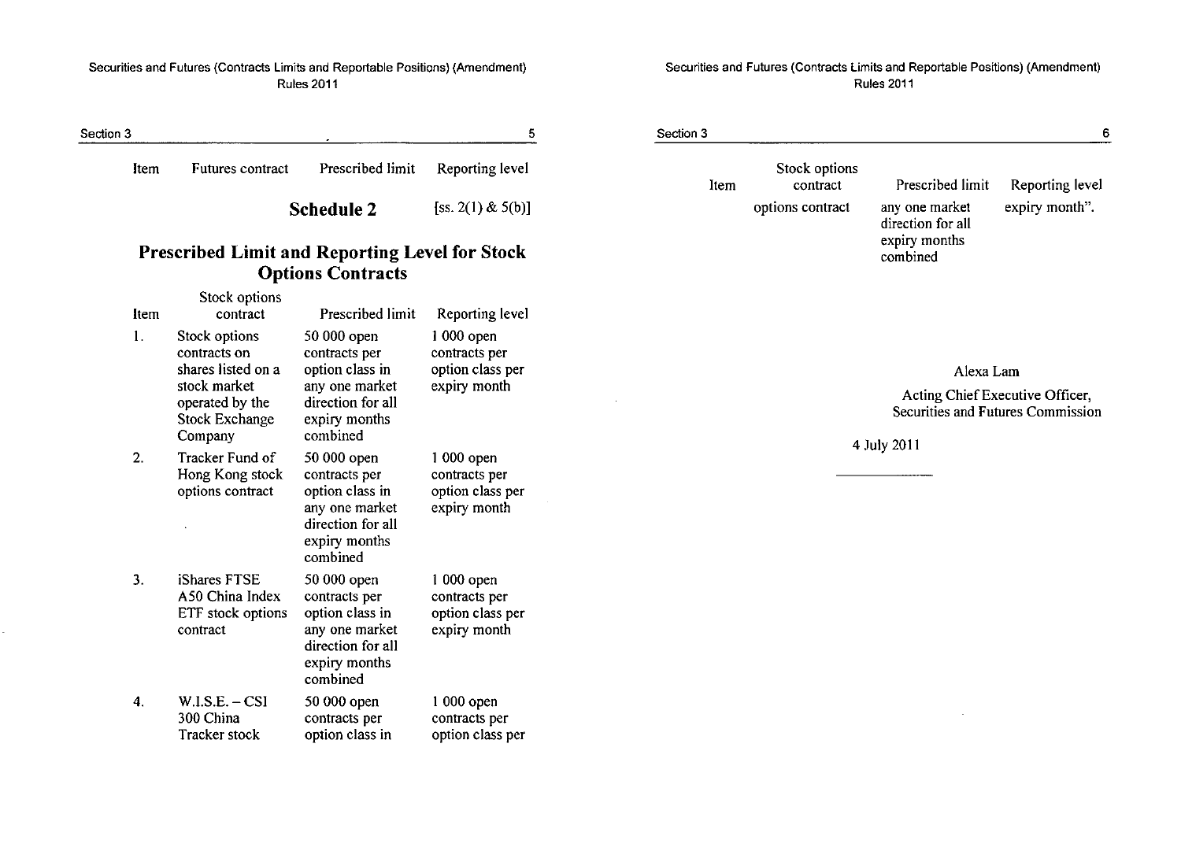| Item | Futures contract | Prescribed limit | Reporting level |
|---|---|---|---|

## Schedule 2

[ss. 2(1) & 5(b)]

## Prescribed Limit and Reporting Level for Stock Options Contracts

| Item | Stock options contract | Prescribed limit | Reporting level |
|---|---|---|---|
| 1. | Stock options contracts on shares listed on a stock market operated by the Stock Exchange Company | 50 000 open contracts per option class in any one market direction for all expiry months combined | 1 000 open contracts per option class per expiry month |
| 2. | Tracker Fund of Hong Kong stock options contract | 50 000 open contracts per option class in any one market direction for all expiry months combined | 1 000 open contracts per option class per expiry month |
| 3. | iShares FTSE A50 China Index ETF stock options contract | 50 000 open contracts per option class in any one market direction for all expiry months combined | 1 000 open contracts per option class per expiry month |
| 4. | W.I.S.E. – CSI 300 China Tracker stock options contract | 50 000 open contracts per option class in any one market direction for all expiry months combined | 1 000 open contracts per option class per expiry month". |

Alexa Lam

Acting Chief Executive Officer,
Securities and Futures Commission

4 July 2011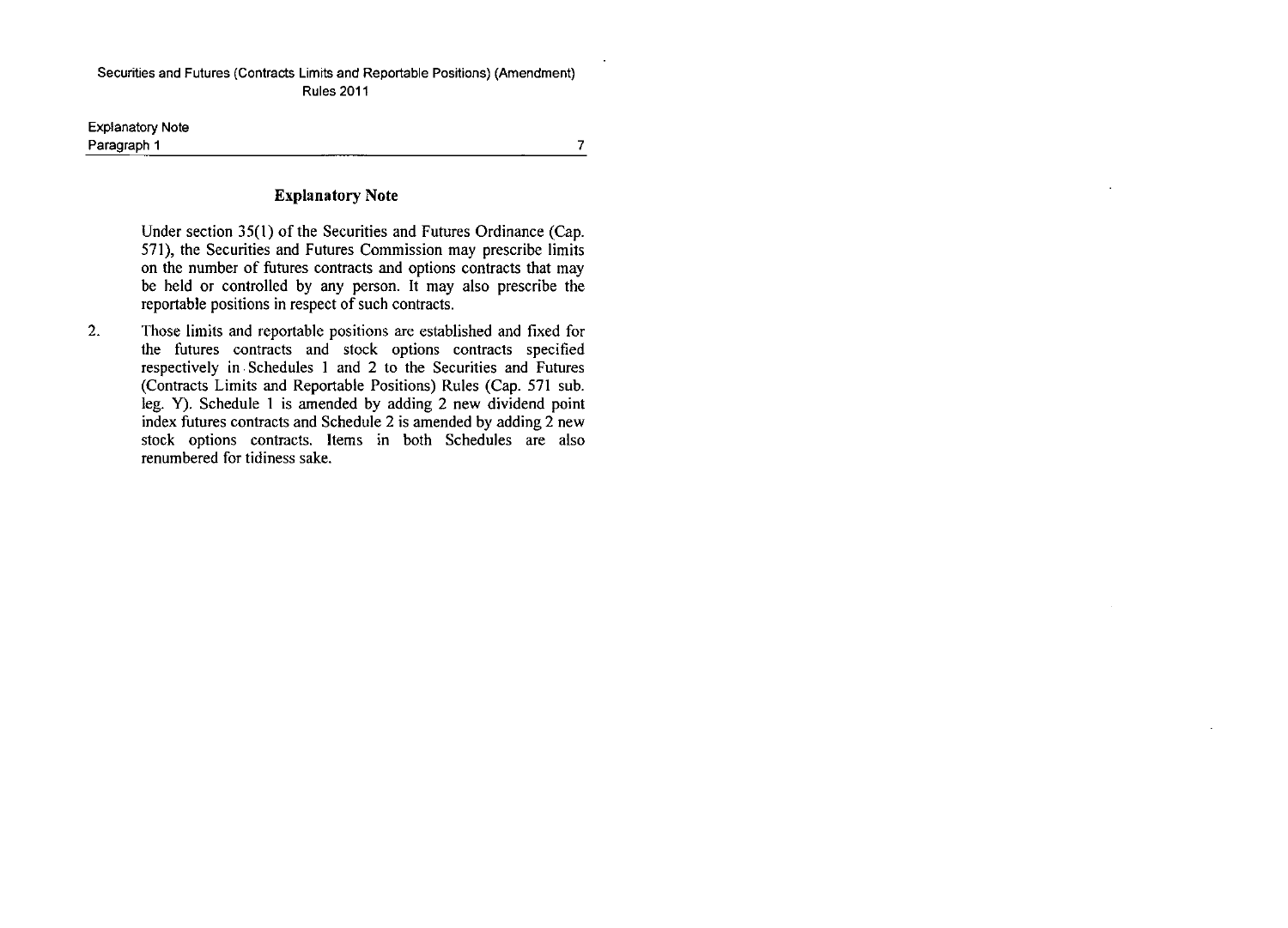## Explanatory Note

Under section 35(1) of the Securities and Futures Ordinance (Cap. 571), the Securities and Futures Commission may prescribe limits on the number of futures contracts and options contracts that may be held or controlled by any person. It may also prescribe the reportable positions in respect of such contracts.

2. Those limits and reportable positions are established and fixed for the futures contracts and stock options contracts specified respectively in Schedules 1 and 2 to the Securities and Futures (Contracts Limits and Reportable Positions) Rules (Cap. 571 sub. leg. Y). Schedule 1 is amended by adding 2 new dividend point index futures contracts and Schedule 2 is amended by adding 2 new stock options contracts. Items in both Schedules are also renumbered for tidiness sake.